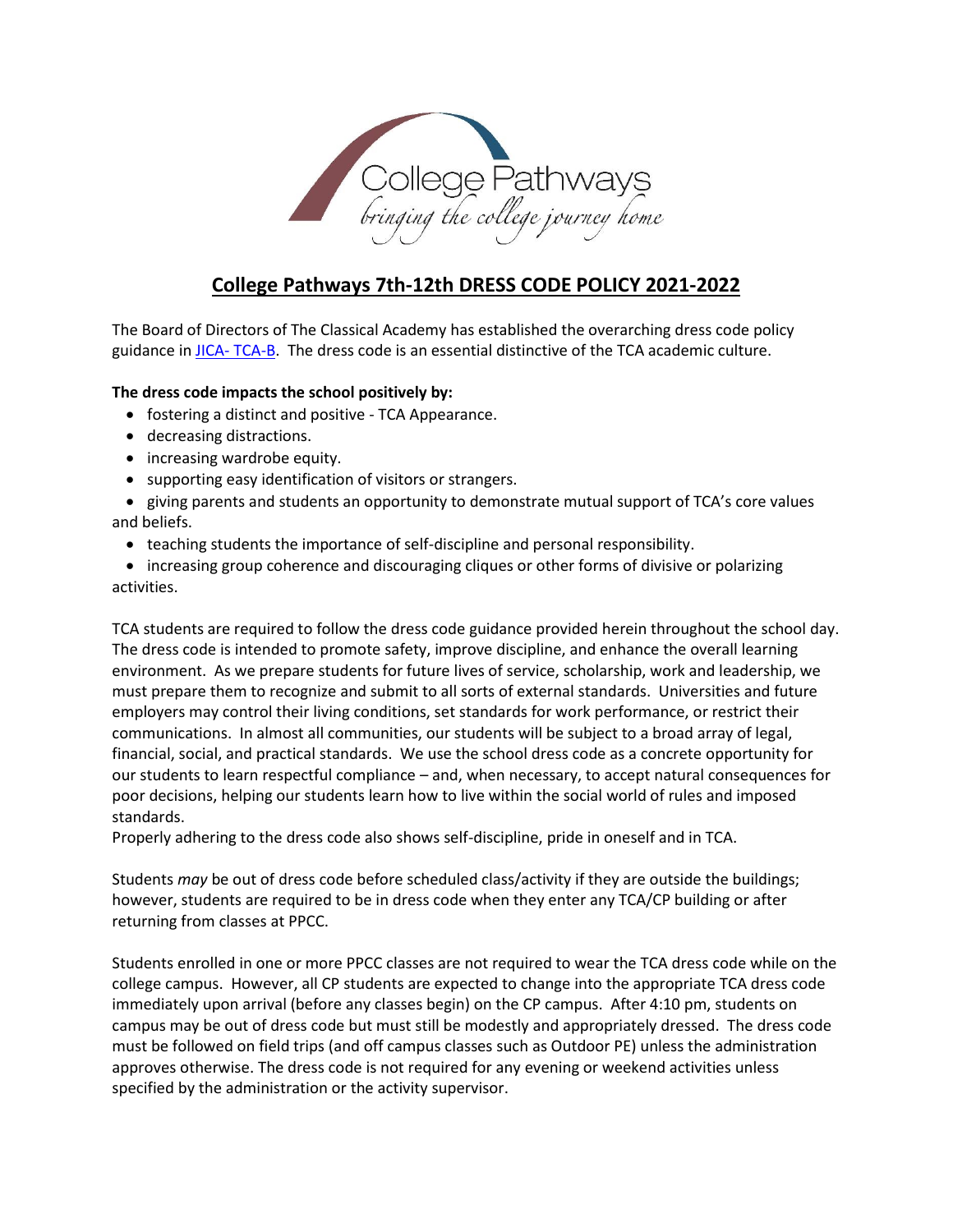College Pathways
*bringing the college journey home*

# College Pathways 7th-12th DRESS CODE POLICY 2021-2022

The Board of Directors of The Classical Academy has established the overarching dress code policy guidance in JICA- TCA-B. The dress code is an essential distinctive of the TCA academic culture.

**The dress code impacts the school positively by:**

- fostering a distinct and positive - TCA Appearance.
- decreasing distractions.
- increasing wardrobe equity.
- supporting easy identification of visitors or strangers.
- giving parents and students an opportunity to demonstrate mutual support of TCA's core values and beliefs.
- teaching students the importance of self-discipline and personal responsibility.
- increasing group coherence and discouraging cliques or other forms of divisive or polarizing activities.

TCA students are required to follow the dress code guidance provided herein throughout the school day. The dress code is intended to promote safety, improve discipline, and enhance the overall learning environment. As we prepare students for future lives of service, scholarship, work and leadership, we must prepare them to recognize and submit to all sorts of external standards. Universities and future employers may control their living conditions, set standards for work performance, or restrict their communications. In almost all communities, our students will be subject to a broad array of legal, financial, social, and practical standards. We use the school dress code as a concrete opportunity for our students to learn respectful compliance – and, when necessary, to accept natural consequences for poor decisions, helping our students learn how to live within the social world of rules and imposed standards.
Properly adhering to the dress code also shows self-discipline, pride in oneself and in TCA.

Students *may* be out of dress code before scheduled class/activity if they are outside the buildings; however, students are required to be in dress code when they enter any TCA/CP building or after returning from classes at PPCC.

Students enrolled in one or more PPCC classes are not required to wear the TCA dress code while on the college campus. However, all CP students are expected to change into the appropriate TCA dress code immediately upon arrival (before any classes begin) on the CP campus. After 4:10 pm, students on campus may be out of dress code but must still be modestly and appropriately dressed. The dress code must be followed on field trips (and off campus classes such as Outdoor PE) unless the administration approves otherwise. The dress code is not required for any evening or weekend activities unless specified by the administration or the activity supervisor.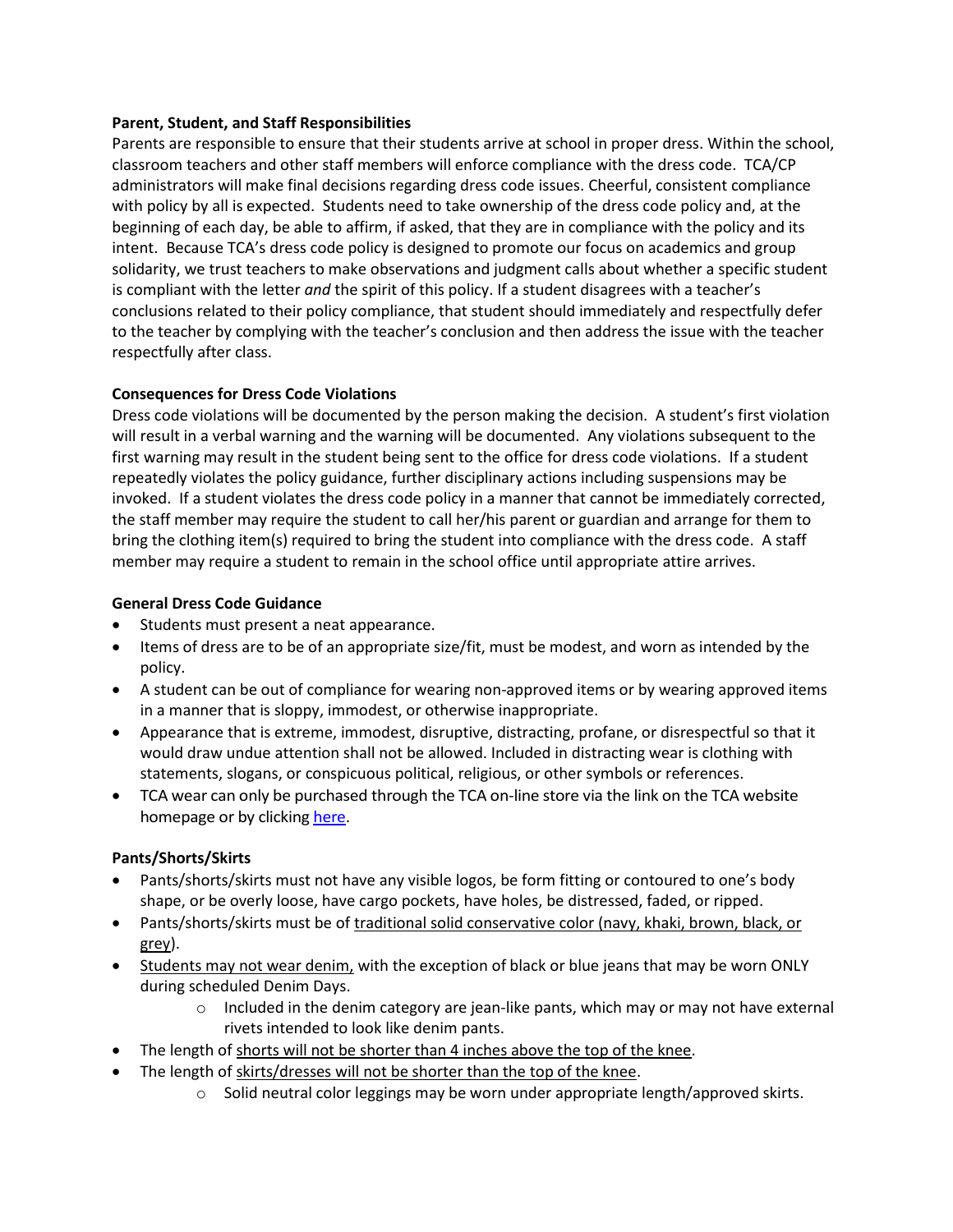**Parent, Student, and Staff Responsibilities**

Parents are responsible to ensure that their students arrive at school in proper dress. Within the school, classroom teachers and other staff members will enforce compliance with the dress code. TCA/CP administrators will make final decisions regarding dress code issues. Cheerful, consistent compliance with policy by all is expected. Students need to take ownership of the dress code policy and, at the beginning of each day, be able to affirm, if asked, that they are in compliance with the policy and its intent. Because TCA's dress code policy is designed to promote our focus on academics and group solidarity, we trust teachers to make observations and judgment calls about whether a specific student is compliant with the letter *and* the spirit of this policy. If a student disagrees with a teacher's conclusions related to their policy compliance, that student should immediately and respectfully defer to the teacher by complying with the teacher's conclusion and then address the issue with the teacher respectfully after class.

**Consequences for Dress Code Violations**

Dress code violations will be documented by the person making the decision. A student's first violation will result in a verbal warning and the warning will be documented. Any violations subsequent to the first warning may result in the student being sent to the office for dress code violations. If a student repeatedly violates the policy guidance, further disciplinary actions including suspensions may be invoked. If a student violates the dress code policy in a manner that cannot be immediately corrected, the staff member may require the student to call her/his parent or guardian and arrange for them to bring the clothing item(s) required to bring the student into compliance with the dress code. A staff member may require a student to remain in the school office until appropriate attire arrives.

**General Dress Code Guidance**

- Students must present a neat appearance.
- Items of dress are to be of an appropriate size/fit, must be modest, and worn as intended by the policy.
- A student can be out of compliance for wearing non-approved items or by wearing approved items in a manner that is sloppy, immodest, or otherwise inappropriate.
- Appearance that is extreme, immodest, disruptive, distracting, profane, or disrespectful so that it would draw undue attention shall not be allowed. Included in distracting wear is clothing with statements, slogans, or conspicuous political, religious, or other symbols or references.
- TCA wear can only be purchased through the TCA on-line store via the link on the TCA website homepage or by clicking here.

**Pants/Shorts/Skirts**

- Pants/shorts/skirts must not have any visible logos, be form fitting or contoured to one's body shape, or be overly loose, have cargo pockets, have holes, be distressed, faded, or ripped.
- Pants/shorts/skirts must be of traditional solid conservative color (navy, khaki, brown, black, or grey).
- Students may not wear denim, with the exception of black or blue jeans that may be worn ONLY during scheduled Denim Days.
  - Included in the denim category are jean-like pants, which may or may not have external rivets intended to look like denim pants.
- The length of shorts will not be shorter than 4 inches above the top of the knee.
- The length of skirts/dresses will not be shorter than the top of the knee.
  - Solid neutral color leggings may be worn under appropriate length/approved skirts.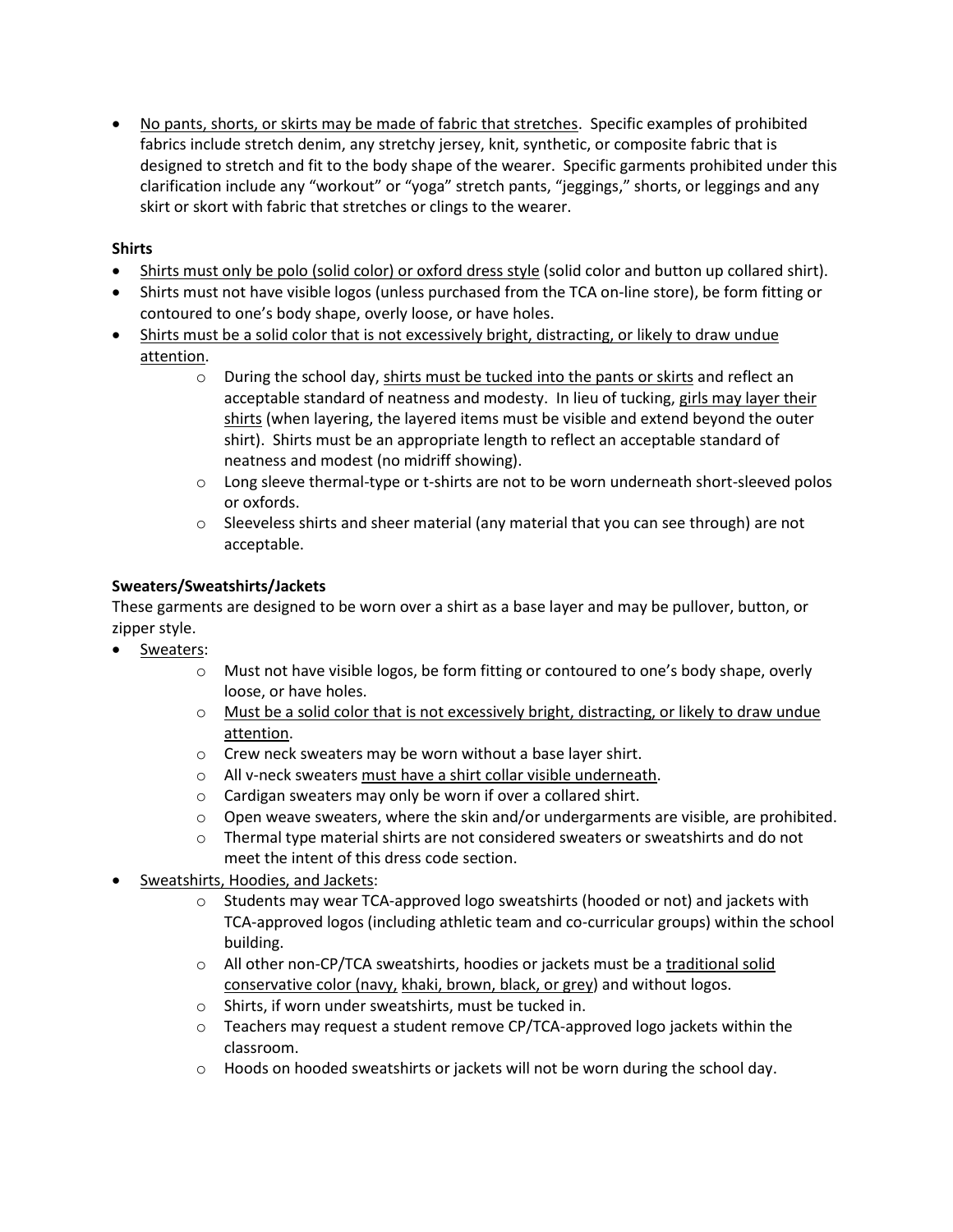- No pants, shorts, or skirts may be made of fabric that stretches. Specific examples of prohibited fabrics include stretch denim, any stretchy jersey, knit, synthetic, or composite fabric that is designed to stretch and fit to the body shape of the wearer. Specific garments prohibited under this clarification include any "workout" or "yoga" stretch pants, "jeggings," shorts, or leggings and any skirt or skort with fabric that stretches or clings to the wearer.

**Shirts**

- Shirts must only be polo (solid color) or oxford dress style (solid color and button up collared shirt).
- Shirts must not have visible logos (unless purchased from the TCA on-line store), be form fitting or contoured to one's body shape, overly loose, or have holes.
- Shirts must be a solid color that is not excessively bright, distracting, or likely to draw undue attention.
  - During the school day, shirts must be tucked into the pants or skirts and reflect an acceptable standard of neatness and modesty. In lieu of tucking, girls may layer their shirts (when layering, the layered items must be visible and extend beyond the outer shirt). Shirts must be an appropriate length to reflect an acceptable standard of neatness and modest (no midriff showing).
  - Long sleeve thermal-type or t-shirts are not to be worn underneath short-sleeved polos or oxfords.
  - Sleeveless shirts and sheer material (any material that you can see through) are not acceptable.

**Sweaters/Sweatshirts/Jackets**

These garments are designed to be worn over a shirt as a base layer and may be pullover, button, or zipper style.

- Sweaters:
  - Must not have visible logos, be form fitting or contoured to one's body shape, overly loose, or have holes.
  - Must be a solid color that is not excessively bright, distracting, or likely to draw undue attention.
  - Crew neck sweaters may be worn without a base layer shirt.
  - All v-neck sweaters must have a shirt collar visible underneath.
  - Cardigan sweaters may only be worn if over a collared shirt.
  - Open weave sweaters, where the skin and/or undergarments are visible, are prohibited.
  - Thermal type material shirts are not considered sweaters or sweatshirts and do not meet the intent of this dress code section.
- Sweatshirts, Hoodies, and Jackets:
  - Students may wear TCA-approved logo sweatshirts (hooded or not) and jackets with TCA-approved logos (including athletic team and co-curricular groups) within the school building.
  - All other non-CP/TCA sweatshirts, hoodies or jackets must be a traditional solid conservative color (navy, khaki, brown, black, or grey) and without logos.
  - Shirts, if worn under sweatshirts, must be tucked in.
  - Teachers may request a student remove CP/TCA-approved logo jackets within the classroom.
  - Hoods on hooded sweatshirts or jackets will not be worn during the school day.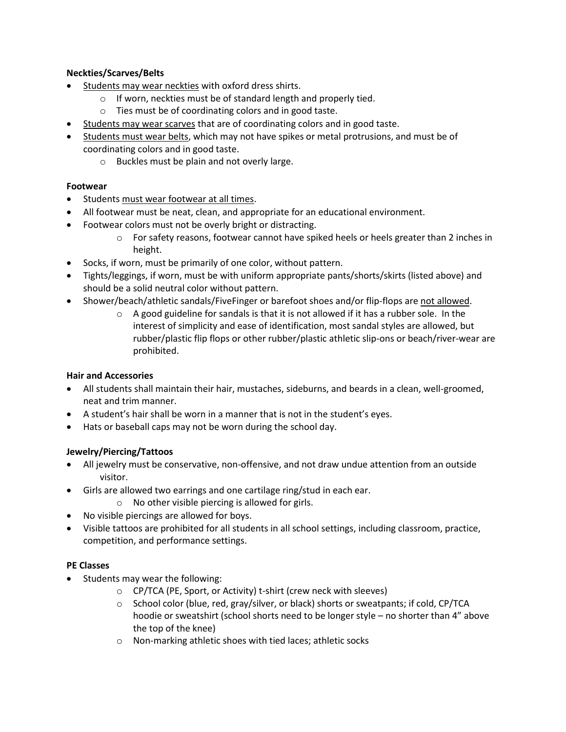**Neckties/Scarves/Belts**

- Students may wear neckties with oxford dress shirts.
  - If worn, neckties must be of standard length and properly tied.
  - Ties must be of coordinating colors and in good taste.
- Students may wear scarves that are of coordinating colors and in good taste.
- Students must wear belts, which may not have spikes or metal protrusions, and must be of coordinating colors and in good taste.
  - Buckles must be plain and not overly large.

**Footwear**

- Students must wear footwear at all times.
- All footwear must be neat, clean, and appropriate for an educational environment.
- Footwear colors must not be overly bright or distracting.
  - For safety reasons, footwear cannot have spiked heels or heels greater than 2 inches in height.
- Socks, if worn, must be primarily of one color, without pattern.
- Tights/leggings, if worn, must be with uniform appropriate pants/shorts/skirts (listed above) and should be a solid neutral color without pattern.
- Shower/beach/athletic sandals/FiveFinger or barefoot shoes and/or flip-flops are not allowed.
  - A good guideline for sandals is that it is not allowed if it has a rubber sole. In the interest of simplicity and ease of identification, most sandal styles are allowed, but rubber/plastic flip flops or other rubber/plastic athletic slip-ons or beach/river-wear are prohibited.

**Hair and Accessories**

- All students shall maintain their hair, mustaches, sideburns, and beards in a clean, well-groomed, neat and trim manner.
- A student's hair shall be worn in a manner that is not in the student's eyes.
- Hats or baseball caps may not be worn during the school day.

**Jewelry/Piercing/Tattoos**

- All jewelry must be conservative, non-offensive, and not draw undue attention from an outside visitor.
- Girls are allowed two earrings and one cartilage ring/stud in each ear.
  - No other visible piercing is allowed for girls.
- No visible piercings are allowed for boys.
- Visible tattoos are prohibited for all students in all school settings, including classroom, practice, competition, and performance settings.

**PE Classes**

- Students may wear the following:
  - CP/TCA (PE, Sport, or Activity) t-shirt (crew neck with sleeves)
  - School color (blue, red, gray/silver, or black) shorts or sweatpants; if cold, CP/TCA hoodie or sweatshirt (school shorts need to be longer style – no shorter than 4" above the top of the knee)
  - Non-marking athletic shoes with tied laces; athletic socks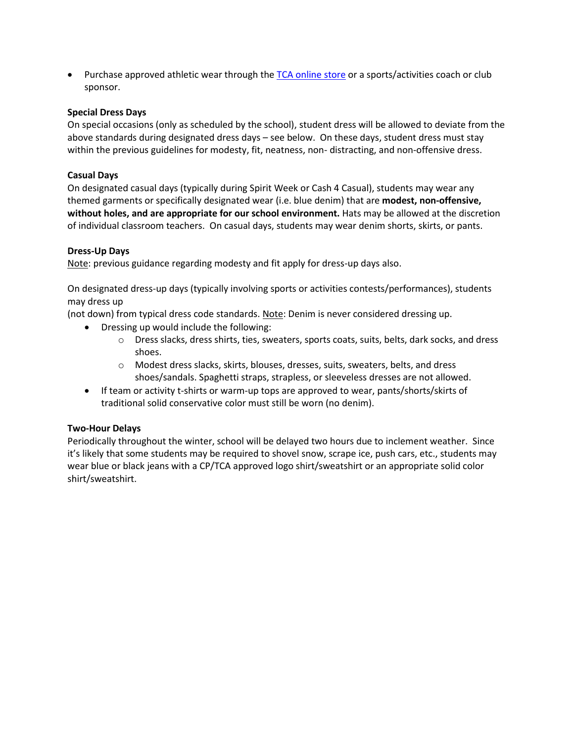- Purchase approved athletic wear through the TCA online store or a sports/activities coach or club sponsor.

**Special Dress Days**

On special occasions (only as scheduled by the school), student dress will be allowed to deviate from the above standards during designated dress days – see below. On these days, student dress must stay within the previous guidelines for modesty, fit, neatness, non- distracting, and non-offensive dress.

**Casual Days**

On designated casual days (typically during Spirit Week or Cash 4 Casual), students may wear any themed garments or specifically designated wear (i.e. blue denim) that are **modest, non-offensive, without holes, and are appropriate for our school environment.** Hats may be allowed at the discretion of individual classroom teachers. On casual days, students may wear denim shorts, skirts, or pants.

**Dress-Up Days**

Note: previous guidance regarding modesty and fit apply for dress-up days also.

On designated dress-up days (typically involving sports or activities contests/performances), students may dress up
(not down) from typical dress code standards. Note: Denim is never considered dressing up.

- Dressing up would include the following:
    - Dress slacks, dress shirts, ties, sweaters, sports coats, suits, belts, dark socks, and dress shoes.
    - Modest dress slacks, skirts, blouses, dresses, suits, sweaters, belts, and dress shoes/sandals. Spaghetti straps, strapless, or sleeveless dresses are not allowed.
- If team or activity t-shirts or warm-up tops are approved to wear, pants/shorts/skirts of traditional solid conservative color must still be worn (no denim).

**Two-Hour Delays**

Periodically throughout the winter, school will be delayed two hours due to inclement weather. Since it's likely that some students may be required to shovel snow, scrape ice, push cars, etc., students may wear blue or black jeans with a CP/TCA approved logo shirt/sweatshirt or an appropriate solid color shirt/sweatshirt.